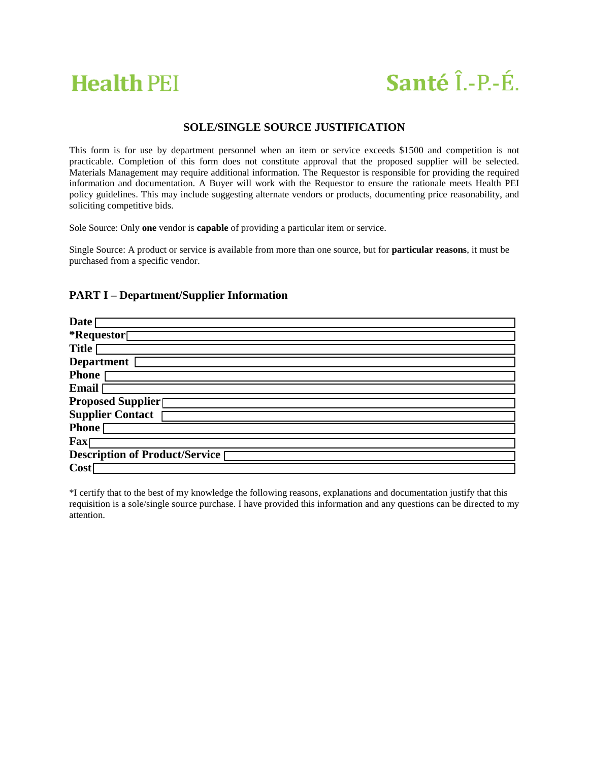**Health PEI** **Santé Î.-P.-É.**

## SOLE/SINGLE SOURCE JUSTIFICATION

This form is for use by department personnel when an item or service exceeds $1500 and competition is not practicable. Completion of this form does not constitute approval that the proposed supplier will be selected. Materials Management may require additional information. The Requestor is responsible for providing the required information and documentation. A Buyer will work with the Requestor to ensure the rationale meets Health PEI policy guidelines. This may include suggesting alternate vendors or products, documenting price reasonability, and soliciting competitive bids.

Sole Source: Only **one** vendor is **capable** of providing a particular item or service.

Single Source: A product or service is available from more than one source, but for **particular reasons**, it must be purchased from a specific vendor.

### PART I – Department/Supplier Information

**Date**

***Requestor**

**Title**

**Department**

**Phone**

**Email**

**Proposed Supplier**

**Supplier Contact**

**Phone**

**Fax**

**Description of Product/Service**

**Cost**

*I certify that to the best of my knowledge the following reasons, explanations and documentation justify that this requisition is a sole/single source purchase. I have provided this information and any questions can be directed to my attention.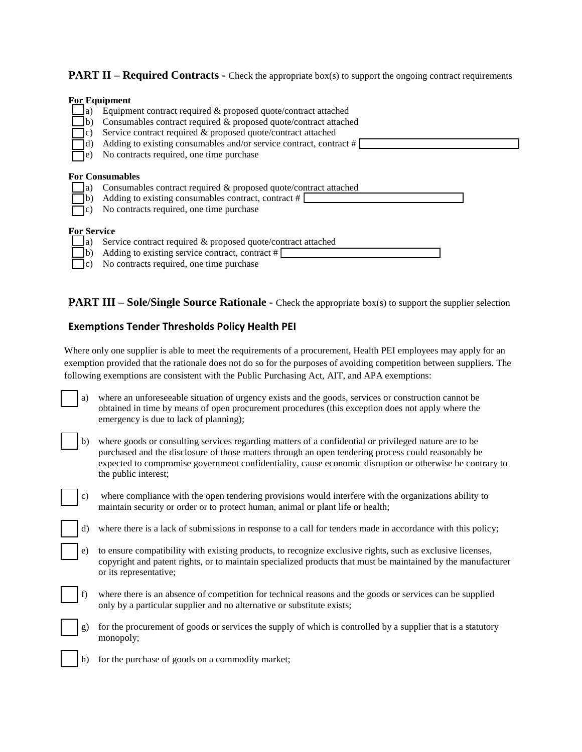## PART II – Required Contracts - Check the appropriate box(s) to support the ongoing contract requirements

**For Equipment**

- ☐ a) Equipment contract required & proposed quote/contract attached
- ☐ b) Consumables contract required & proposed quote/contract attached
- ☐ c) Service contract required & proposed quote/contract attached
- ☐ d) Adding to existing consumables and/or service contract, contract # \_\_\_\_\_\_\_\_\_\_\_\_\_\_\_\_
- ☐ e) No contracts required, one time purchase

**For Consumables**

- ☐ a) Consumables contract required & proposed quote/contract attached
- ☐ b) Adding to existing consumables contract, contract # \_\_\_\_\_\_\_\_\_\_\_\_\_\_\_\_
- ☐ c) No contracts required, one time purchase

**For Service**

- ☐ a) Service contract required & proposed quote/contract attached
- ☐ b) Adding to existing service contract, contract # \_\_\_\_\_\_\_\_\_\_\_\_\_\_\_\_
- ☐ c) No contracts required, one time purchase

## PART III – Sole/Single Source Rationale - Check the appropriate box(s) to support the supplier selection

### Exemptions Tender Thresholds Policy Health PEI

Where only one supplier is able to meet the requirements of a procurement, Health PEI employees may apply for an exemption provided that the rationale does not do so for the purposes of avoiding competition between suppliers. The following exemptions are consistent with the Public Purchasing Act, AIT, and APA exemptions:

- ☐ a) where an unforeseeable situation of urgency exists and the goods, services or construction cannot be obtained in time by means of open procurement procedures (this exception does not apply where the emergency is due to lack of planning);
- ☐ b) where goods or consulting services regarding matters of a confidential or privileged nature are to be purchased and the disclosure of those matters through an open tendering process could reasonably be expected to compromise government confidentiality, cause economic disruption or otherwise be contrary to the public interest;
- ☐ c) where compliance with the open tendering provisions would interfere with the organizations ability to maintain security or order or to protect human, animal or plant life or health;
- ☐ d) where there is a lack of submissions in response to a call for tenders made in accordance with this policy;
- ☐ e) to ensure compatibility with existing products, to recognize exclusive rights, such as exclusive licenses, copyright and patent rights, or to maintain specialized products that must be maintained by the manufacturer or its representative;
- ☐ f) where there is an absence of competition for technical reasons and the goods or services can be supplied only by a particular supplier and no alternative or substitute exists;
- ☐ g) for the procurement of goods or services the supply of which is controlled by a supplier that is a statutory monopoly;
- ☐ h) for the purchase of goods on a commodity market;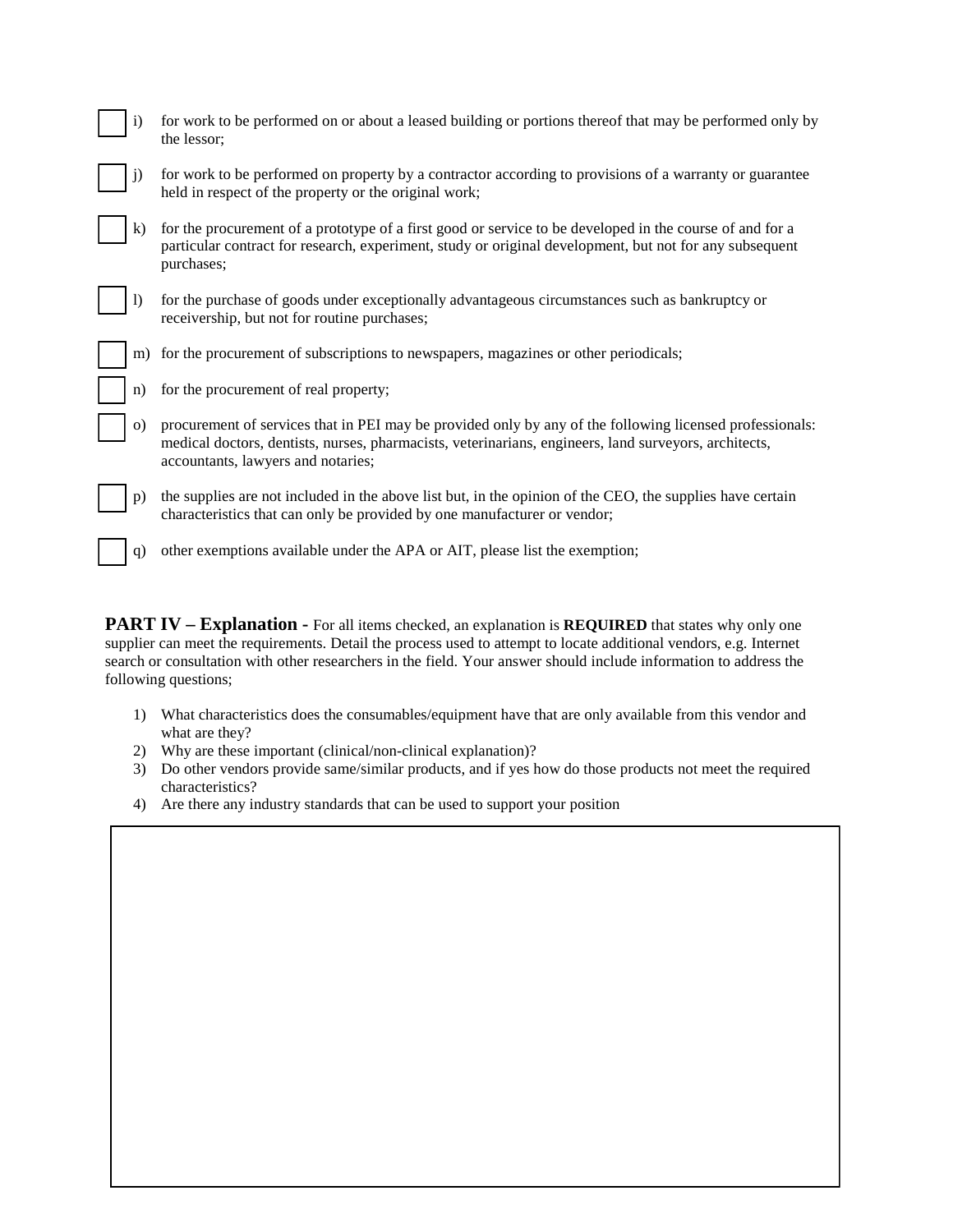- ☐ i) for work to be performed on or about a leased building or portions thereof that may be performed only by the lessor;
- ☐ j) for work to be performed on property by a contractor according to provisions of a warranty or guarantee held in respect of the property or the original work;
- ☐ k) for the procurement of a prototype of a first good or service to be developed in the course of and for a particular contract for research, experiment, study or original development, but not for any subsequent purchases;
- ☐ l) for the purchase of goods under exceptionally advantageous circumstances such as bankruptcy or receivership, but not for routine purchases;
- ☐ m) for the procurement of subscriptions to newspapers, magazines or other periodicals;
- ☐ n) for the procurement of real property;
- ☐ o) procurement of services that in PEI may be provided only by any of the following licensed professionals: medical doctors, dentists, nurses, pharmacists, veterinarians, engineers, land surveyors, architects, accountants, lawyers and notaries;
- ☐ p) the supplies are not included in the above list but, in the opinion of the CEO, the supplies have certain characteristics that can only be provided by one manufacturer or vendor;
- ☐ q) other exemptions available under the APA or AIT, please list the exemption;

**PART IV – Explanation -** For all items checked, an explanation is **REQUIRED** that states why only one supplier can meet the requirements. Detail the process used to attempt to locate additional vendors, e.g. Internet search or consultation with other researchers in the field. Your answer should include information to address the following questions;

1) What characteristics does the consumables/equipment have that are only available from this vendor and what are they?
2) Why are these important (clinical/non-clinical explanation)?
3) Do other vendors provide same/similar products, and if yes how do those products not meet the required characteristics?
4) Are there any industry standards that can be used to support your position

| |
|---|
| |